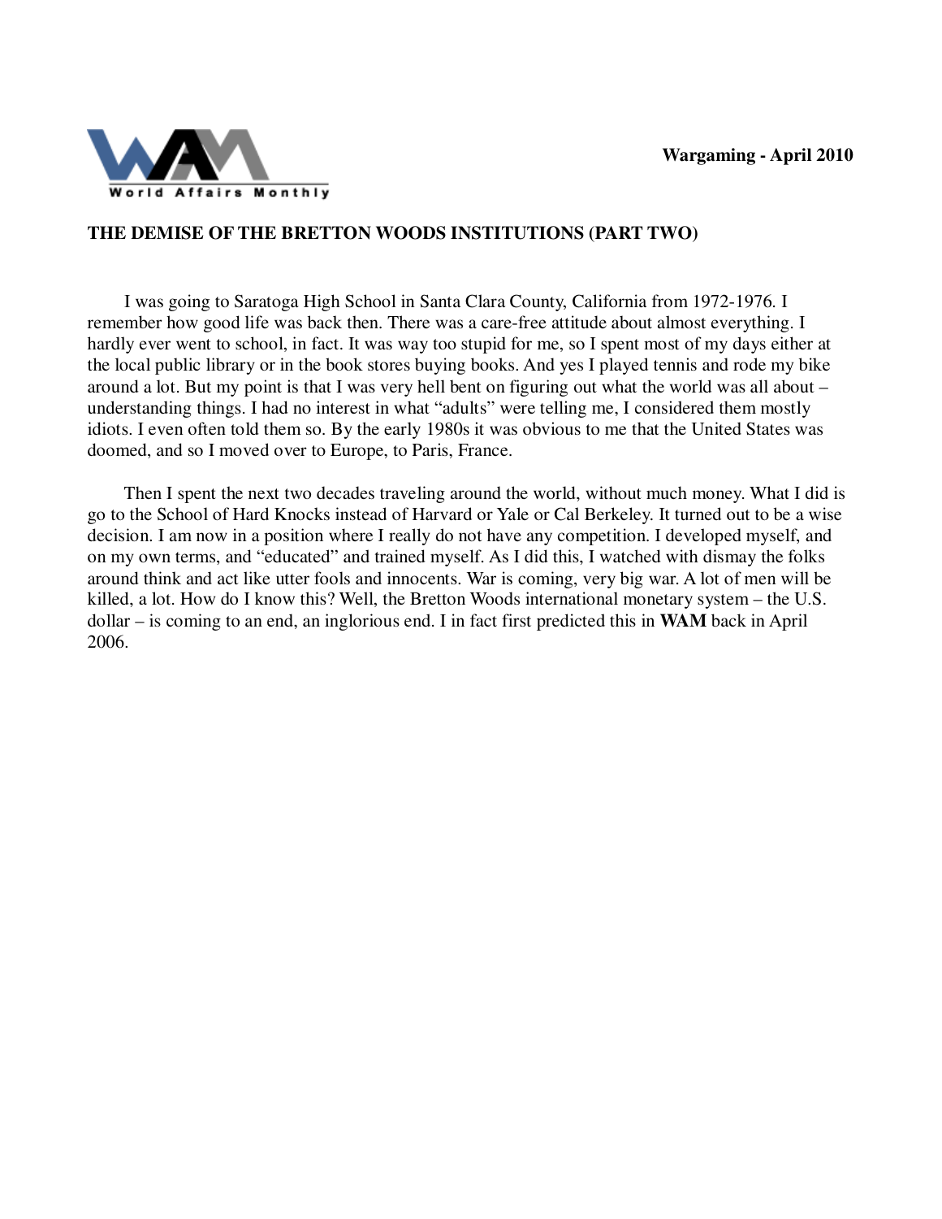World Affairs Monthly

**Wargaming - April 2010**

## THE DEMISE OF THE BRETTON WOODS INSTITUTIONS (PART TWO)

I was going to Saratoga High School in Santa Clara County, California from 1972-1976. I remember how good life was back then. There was a care-free attitude about almost everything. I hardly ever went to school, in fact. It was way too stupid for me, so I spent most of my days either at the local public library or in the book stores buying books. And yes I played tennis and rode my bike around a lot. But my point is that I was very hell bent on figuring out what the world was all about – understanding things. I had no interest in what "adults" were telling me, I considered them mostly idiots. I even often told them so. By the early 1980s it was obvious to me that the United States was doomed, and so I moved over to Europe, to Paris, France.

Then I spent the next two decades traveling around the world, without much money. What I did is go to the School of Hard Knocks instead of Harvard or Yale or Cal Berkeley. It turned out to be a wise decision. I am now in a position where I really do not have any competition. I developed myself, and on my own terms, and "educated" and trained myself. As I did this, I watched with dismay the folks around think and act like utter fools and innocents. War is coming, very big war. A lot of men will be killed, a lot. How do I know this? Well, the Bretton Woods international monetary system – the U.S. dollar – is coming to an end, an inglorious end. I in fact first predicted this in **WAM** back in April 2006.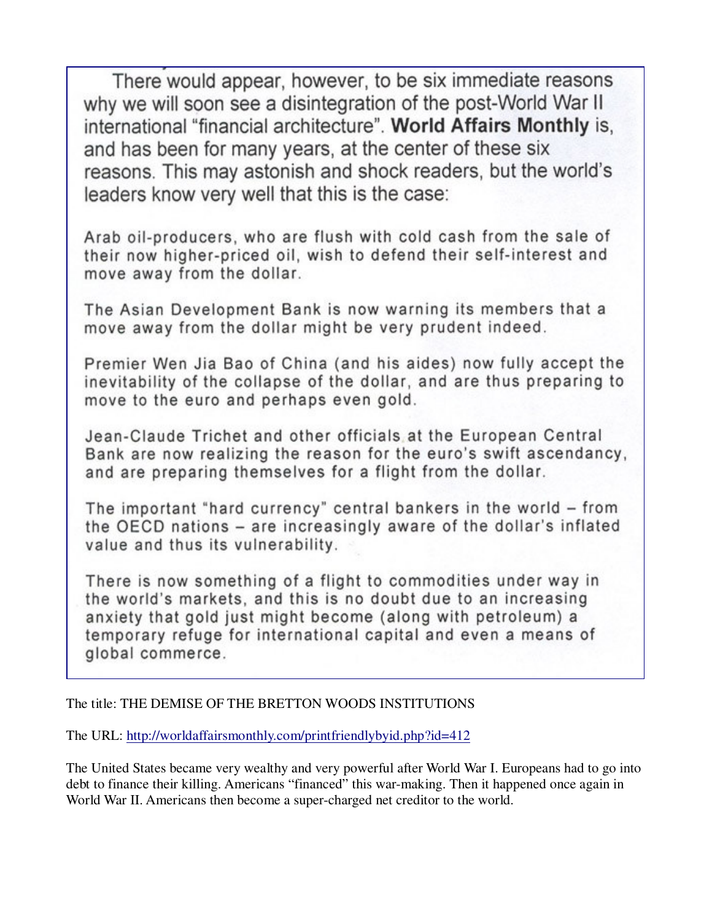There would appear, however, to be six immediate reasons why we will soon see a disintegration of the post-World War II international "financial architecture". **World Affairs Monthly** is, and has been for many years, at the center of these six reasons. This may astonish and shock readers, but the world's leaders know very well that this is the case:

Arab oil-producers, who are flush with cold cash from the sale of their now higher-priced oil, wish to defend their self-interest and move away from the dollar.

The Asian Development Bank is now warning its members that a move away from the dollar might be very prudent indeed.

Premier Wen Jia Bao of China (and his aides) now fully accept the inevitability of the collapse of the dollar, and are thus preparing to move to the euro and perhaps even gold.

Jean-Claude Trichet and other officials at the European Central Bank are now realizing the reason for the euro's swift ascendancy, and are preparing themselves for a flight from the dollar.

The important "hard currency" central bankers in the world – from the OECD nations – are increasingly aware of the dollar's inflated value and thus its vulnerability.

There is now something of a flight to commodities under way in the world's markets, and this is no doubt due to an increasing anxiety that gold just might become (along with petroleum) a temporary refuge for international capital and even a means of global commerce.

The title: THE DEMISE OF THE BRETTON WOODS INSTITUTIONS

The URL: http://worldaffairsmonthly.com/printfriendlybyid.php?id=412

The United States became very wealthy and very powerful after World War I. Europeans had to go into debt to finance their killing. Americans "financed" this war-making. Then it happened once again in World War II. Americans then become a super-charged net creditor to the world.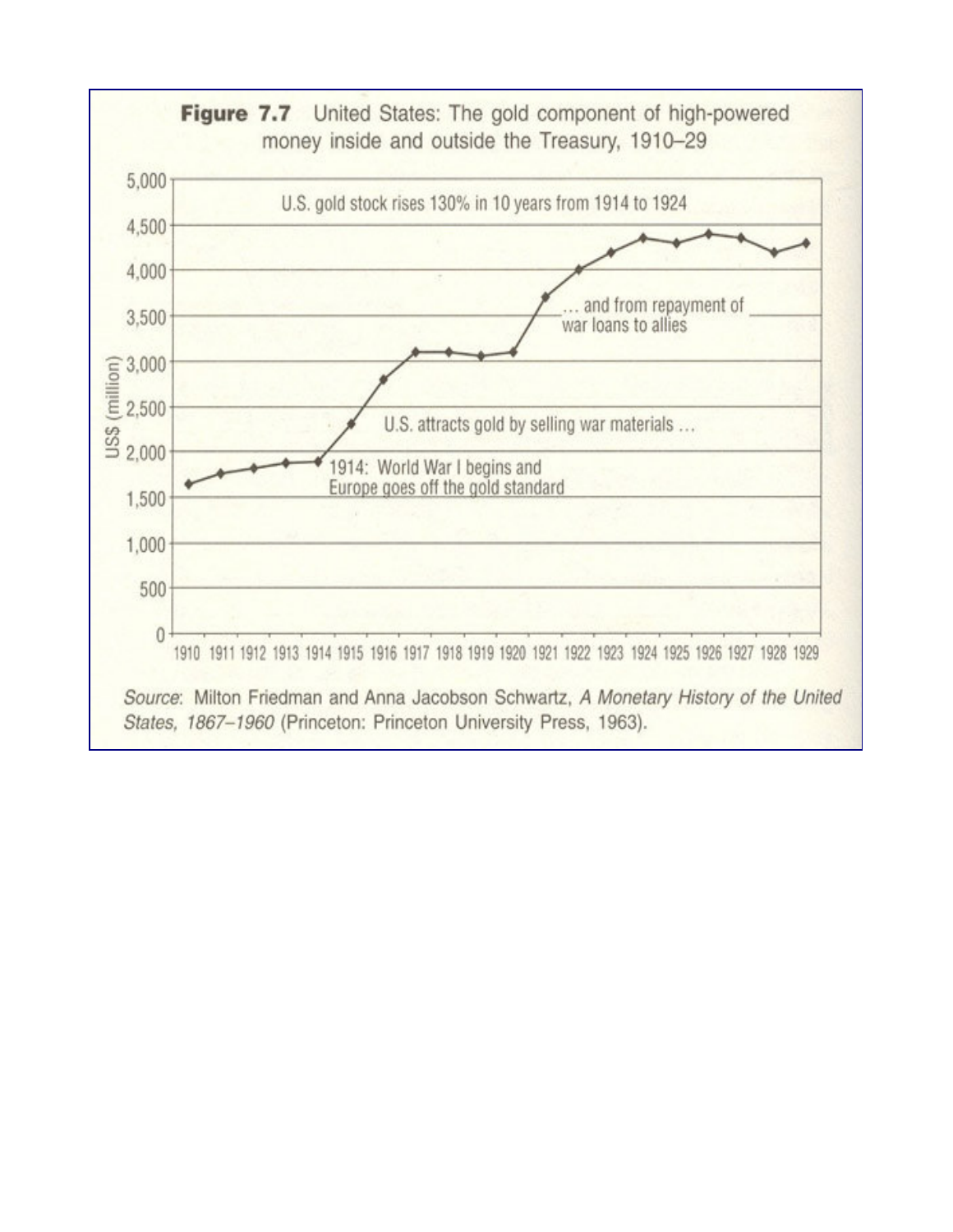**Figure 7.7** United States: The gold component of high-powered money inside and outside the Treasury, 1910–29

U.S. gold stock rises 130% in 10 years from 1914 to 1924

1914: World War I begins and Europe goes off the gold standard

U.S. attracts gold by selling war materials …

… and from repayment of war loans to allies

*Source*: Milton Friedman and Anna Jacobson Schwartz, *A Monetary History of the United States, 1867–1960* (Princeton: Princeton University Press, 1963).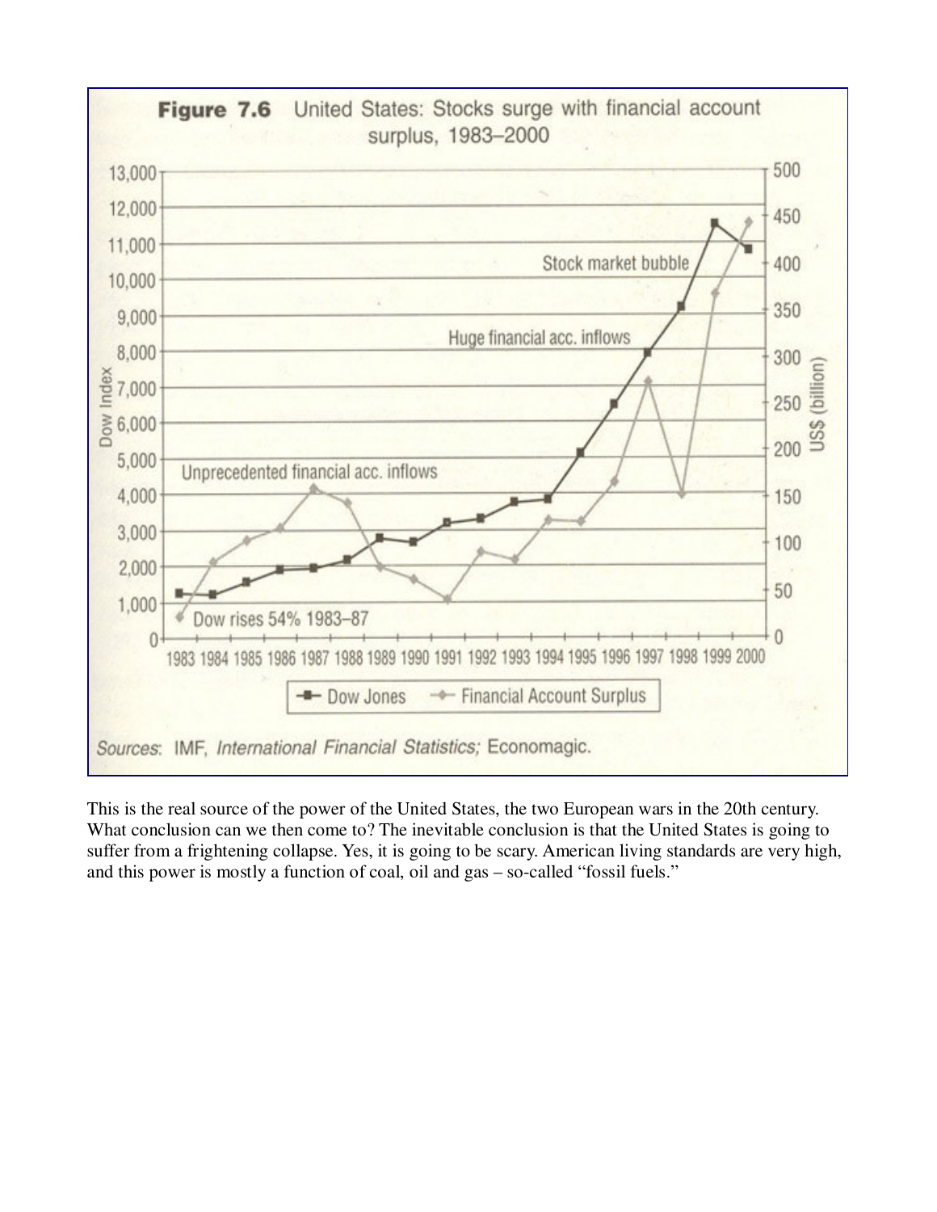**Figure 7.6** United States: Stocks surge with financial account surplus, 1983–2000

Sources: IMF, *International Financial Statistics;* Economagic.

This is the real source of the power of the United States, the two European wars in the 20th century. What conclusion can we then come to? The inevitable conclusion is that the United States is going to suffer from a frightening collapse. Yes, it is going to be scary. American living standards are very high, and this power is mostly a function of coal, oil and gas – so-called "fossil fuels."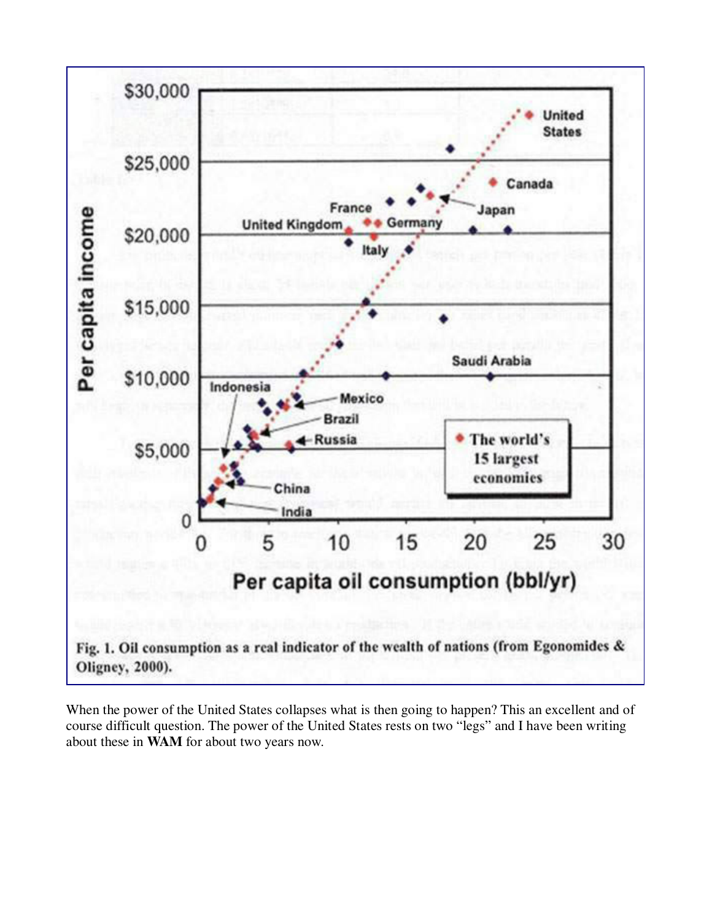**Fig. 1. Oil consumption as a real indicator of the wealth of nations (from Egonomides & Oligney, 2000).**

When the power of the United States collapses what is then going to happen? This an excellent and of course difficult question. The power of the United States rests on two "legs" and I have been writing about these in **WAM** for about two years now.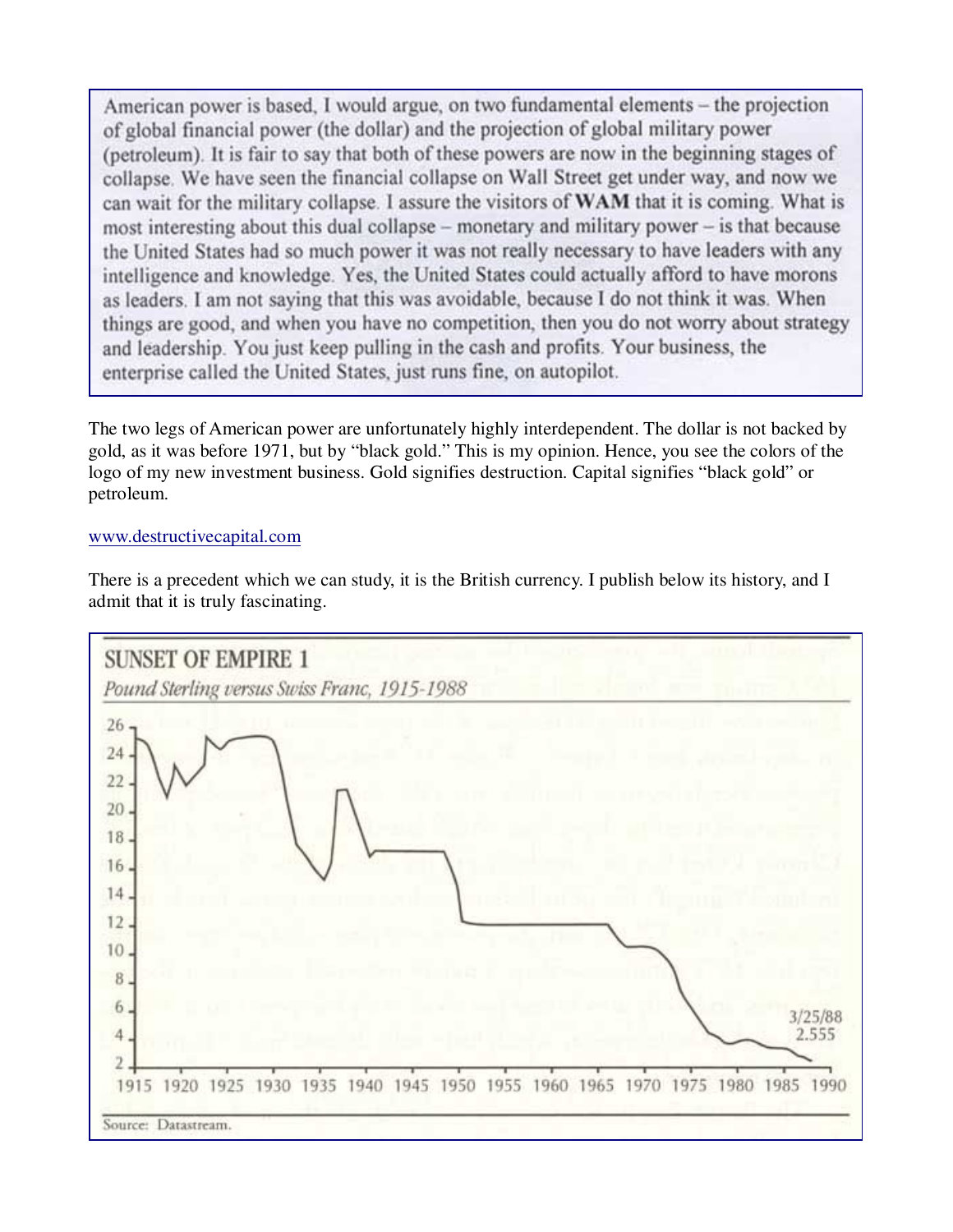> American power is based, I would argue, on two fundamental elements – the projection of global financial power (the dollar) and the projection of global military power (petroleum). It is fair to say that both of these powers are now in the beginning stages of collapse. We have seen the financial collapse on Wall Street get under way, and now we can wait for the military collapse. I assure the visitors of **WAM** that it is coming. What is most interesting about this dual collapse – monetary and military power – is that because the United States had so much power it was not really necessary to have leaders with any intelligence and knowledge. Yes, the United States could actually afford to have morons as leaders. I am not saying that this was avoidable, because I do not think it was. When things are good, and when you have no competition, then you do not worry about strategy and leadership. You just keep pulling in the cash and profits. Your business, the enterprise called the United States, just runs fine, on autopilot.

The two legs of American power are unfortunately highly interdependent. The dollar is not backed by gold, as it was before 1971, but by "black gold." This is my opinion. Hence, you see the colors of the logo of my new investment business. Gold signifies destruction. Capital signifies "black gold" or petroleum.

www.destructivecapital.com

There is a precedent which we can study, it is the British currency. I publish below its history, and I admit that it is truly fascinating.

**SUNSET OF EMPIRE 1**

*Pound Sterling versus Swiss Franc, 1915-1988*

3/25/88
2.555

Source: Datastream.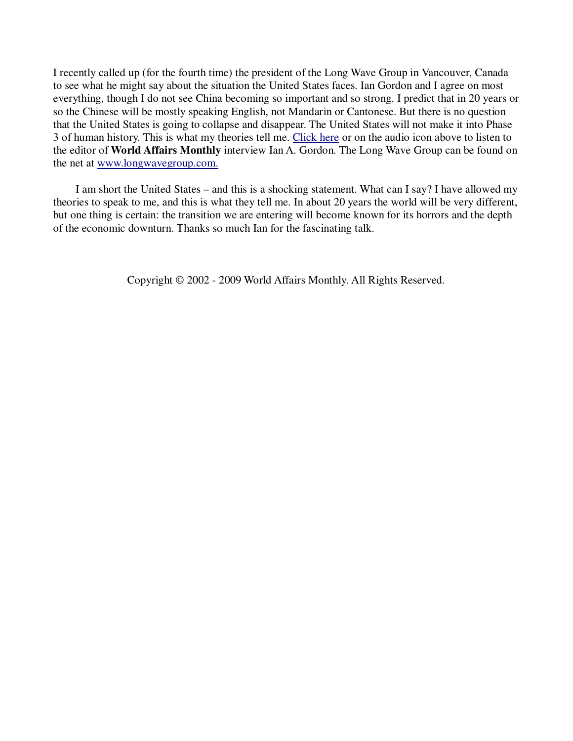I recently called up (for the fourth time) the president of the Long Wave Group in Vancouver, Canada to see what he might say about the situation the United States faces. Ian Gordon and I agree on most everything, though I do not see China becoming so important and so strong. I predict that in 20 years or so the Chinese will be mostly speaking English, not Mandarin or Cantonese. But there is no question that the United States is going to collapse and disappear. The United States will not make it into Phase 3 of human history. This is what my theories tell me. Click here or on the audio icon above to listen to the editor of **World Affairs Monthly** interview Ian A. Gordon. The Long Wave Group can be found on the net at www.longwavegroup.com.

I am short the United States – and this is a shocking statement. What can I say? I have allowed my theories to speak to me, and this is what they tell me. In about 20 years the world will be very different, but one thing is certain: the transition we are entering will become known for its horrors and the depth of the economic downturn. Thanks so much Ian for the fascinating talk.

Copyright © 2002 - 2009 World Affairs Monthly. All Rights Reserved.